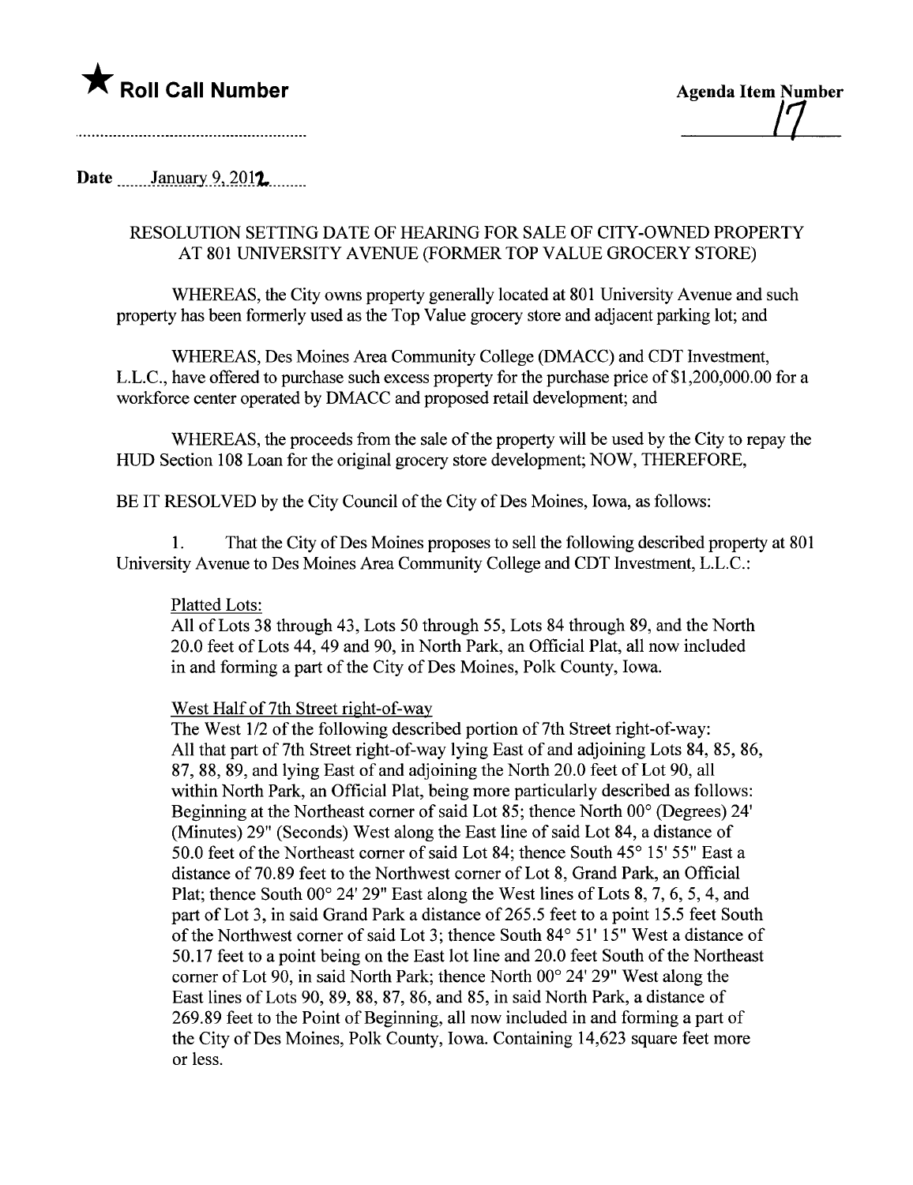★ **Roll Call Number**

**Agenda Item Number**
17

**Date** January 9, 2012

RESOLUTION SETTING DATE OF HEARING FOR SALE OF CITY-OWNED PROPERTY AT 801 UNIVERSITY AVENUE (FORMER TOP VALUE GROCERY STORE)

WHEREAS, the City owns property generally located at 801 University Avenue and such property has been formerly used as the Top Value grocery store and adjacent parking lot; and

WHEREAS, Des Moines Area Community College (DMACC) and CDT Investment, L.L.C., have offered to purchase such excess property for the purchase price of $1,200,000.00 for a workforce center operated by DMACC and proposed retail development; and

WHEREAS, the proceeds from the sale of the property will be used by the City to repay the HUD Section 108 Loan for the original grocery store development; NOW, THEREFORE,

BE IT RESOLVED by the City Council of the City of Des Moines, Iowa, as follows:

1. That the City of Des Moines proposes to sell the following described property at 801 University Avenue to Des Moines Area Community College and CDT Investment, L.L.C.:

Platted Lots:
All of Lots 38 through 43, Lots 50 through 55, Lots 84 through 89, and the North 20.0 feet of Lots 44, 49 and 90, in North Park, an Official Plat, all now included in and forming a part of the City of Des Moines, Polk County, Iowa.

West Half of 7th Street right-of-way
The West 1/2 of the following described portion of 7th Street right-of-way: All that part of 7th Street right-of-way lying East of and adjoining Lots 84, 85, 86, 87, 88, 89, and lying East of and adjoining the North 20.0 feet of Lot 90, all within North Park, an Official Plat, being more particularly described as follows: Beginning at the Northeast corner of said Lot 85; thence North 00° (Degrees) 24' (Minutes) 29" (Seconds) West along the East line of said Lot 84, a distance of 50.0 feet of the Northeast corner of said Lot 84; thence South 45° 15' 55" East a distance of 70.89 feet to the Northwest corner of Lot 8, Grand Park, an Official Plat; thence South 00° 24' 29" East along the West lines of Lots 8, 7, 6, 5, 4, and part of Lot 3, in said Grand Park a distance of 265.5 feet to a point 15.5 feet South of the Northwest corner of said Lot 3; thence South 84° 51' 15" West a distance of 50.17 feet to a point being on the East lot line and 20.0 feet South of the Northeast corner of Lot 90, in said North Park; thence North 00° 24' 29" West along the East lines of Lots 90, 89, 88, 87, 86, and 85, in said North Park, a distance of 269.89 feet to the Point of Beginning, all now included in and forming a part of the City of Des Moines, Polk County, Iowa. Containing 14,623 square feet more or less.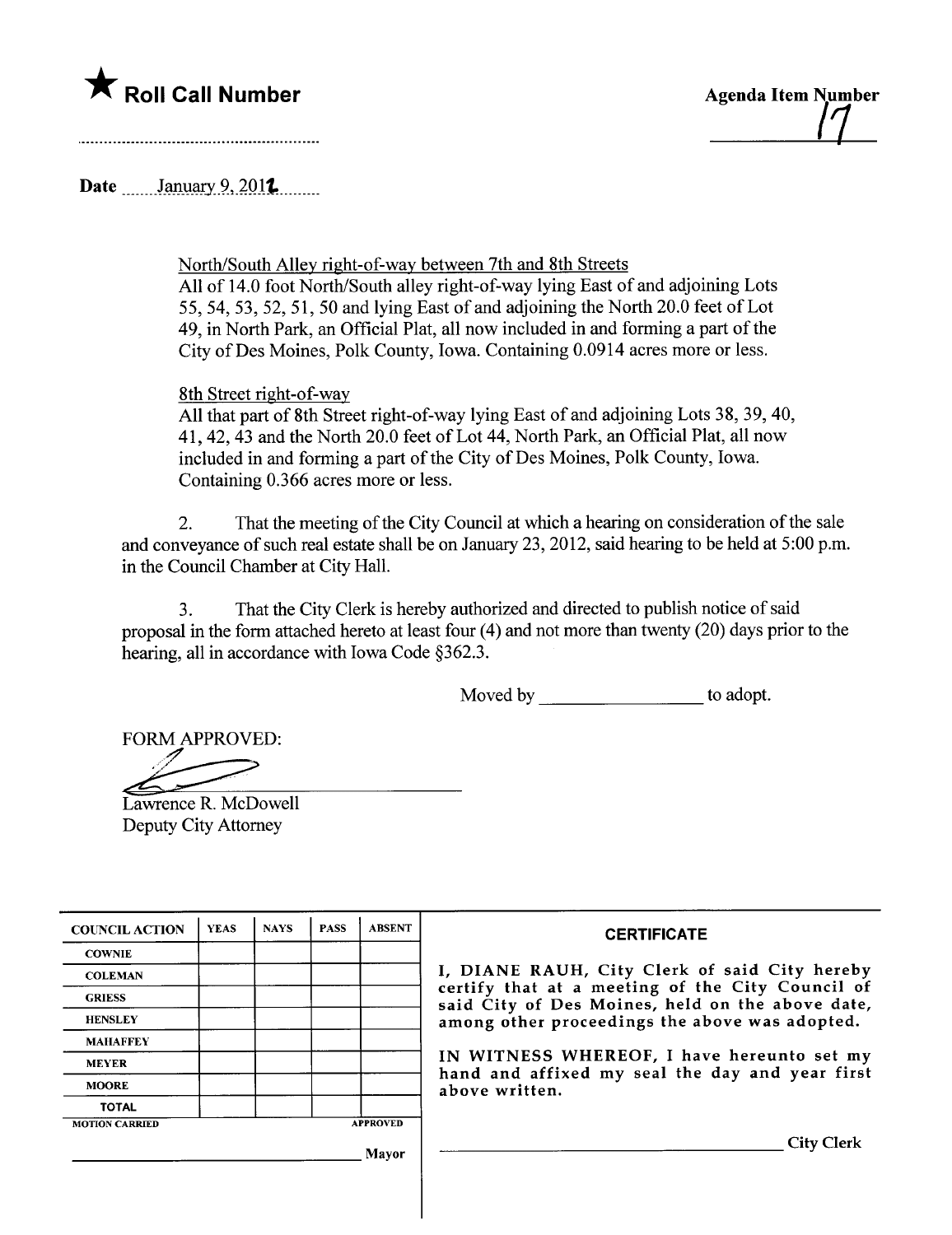★ **Roll Call Number**

Agenda Item Number

17

Date January 9, 2012

North/South Alley right-of-way between 7th and 8th Streets
All of 14.0 foot North/South alley right-of-way lying East of and adjoining Lots 55, 54, 53, 52, 51, 50 and lying East of and adjoining the North 20.0 feet of Lot 49, in North Park, an Official Plat, all now included in and forming a part of the City of Des Moines, Polk County, Iowa. Containing 0.0914 acres more or less.

8th Street right-of-way
All that part of 8th Street right-of-way lying East of and adjoining Lots 38, 39, 40, 41, 42, 43 and the North 20.0 feet of Lot 44, North Park, an Official Plat, all now included in and forming a part of the City of Des Moines, Polk County, Iowa. Containing 0.366 acres more or less.

2. That the meeting of the City Council at which a hearing on consideration of the sale and conveyance of such real estate shall be on January 23, 2012, said hearing to be held at 5:00 p.m. in the Council Chamber at City Hall.

3. That the City Clerk is hereby authorized and directed to publish notice of said proposal in the form attached hereto at least four (4) and not more than twenty (20) days prior to the hearing, all in accordance with Iowa Code §362.3.

Moved by ________________ to adopt.

FORM APPROVED:

Lawrence R. McDowell
Deputy City Attorney

| COUNCIL ACTION | YEAS | NAYS | PASS | ABSENT |
|---|---|---|---|---|
| COWNIE | | | | |
| COLEMAN | | | | |
| GRIESS | | | | |
| HENSLEY | | | | |
| MAHAFFEY | | | | |
| MEYER | | | | |
| MOORE | | | | |
| TOTAL | | | | |
| MOTION CARRIED | | | | APPROVED |

________________________ Mayor

**CERTIFICATE**

I, DIANE RAUH, City Clerk of said City hereby certify that at a meeting of the City Council of said City of Des Moines, held on the above date, among other proceedings the above was adopted.

IN WITNESS WHEREOF, I have hereunto set my hand and affixed my seal the day and year first above written.

________________________ City Clerk